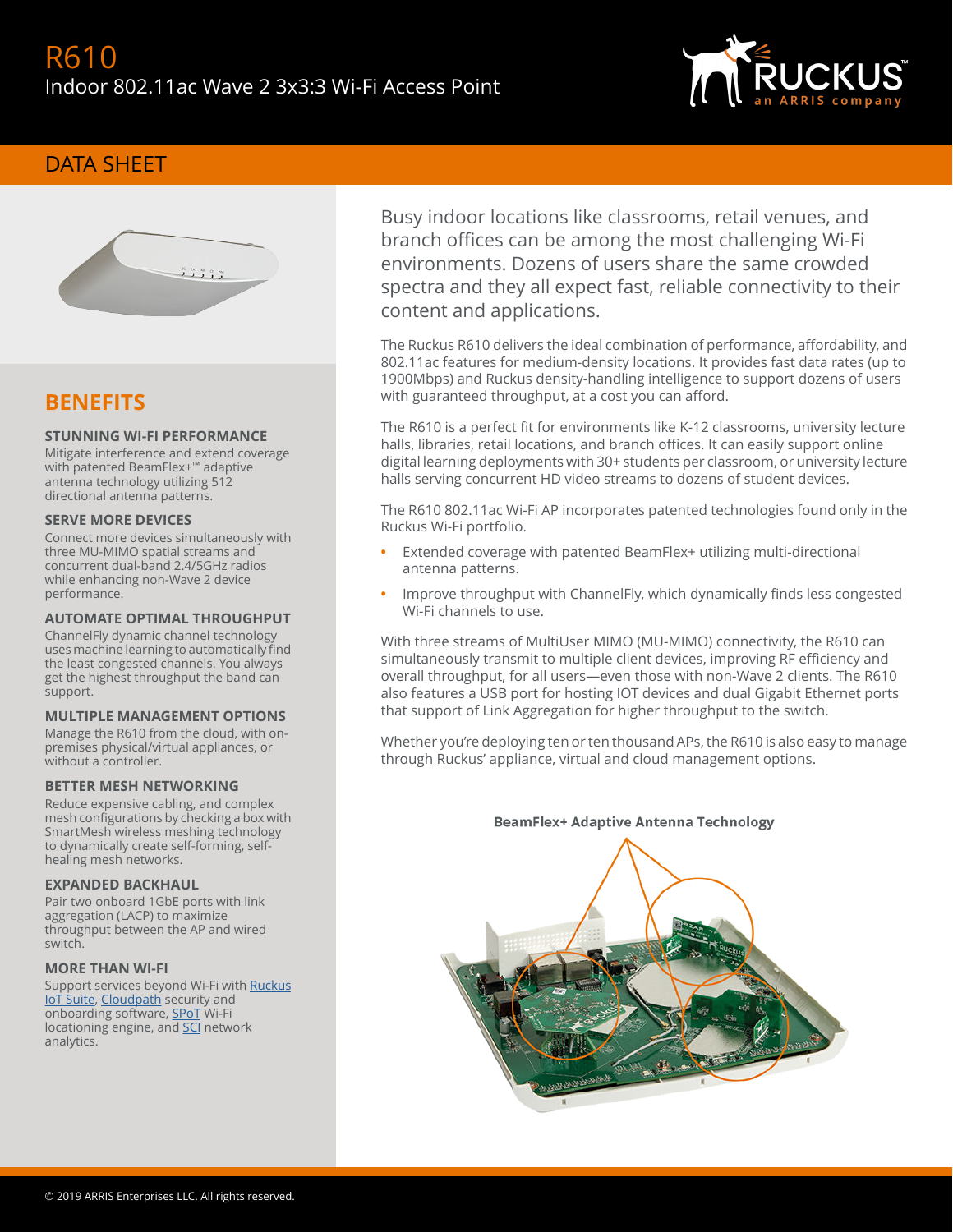# R610

Indoor 802.11ac Wave 2 3x3:3 Wi-Fi Access Point

DATA SHEET

## BENEFITS

### STUNNING WI-FI PERFORMANCE

Mitigate interference and extend coverage with patented BeamFlex+™ adaptive antenna technology utilizing 512 directional antenna patterns.

### SERVE MORE DEVICES

Connect more devices simultaneously with three MU-MIMO spatial streams and concurrent dual-band 2.4/5GHz radios while enhancing non-Wave 2 device performance.

### AUTOMATE OPTIMAL THROUGHPUT

ChannelFly dynamic channel technology uses machine learning to automatically find the least congested channels. You always get the highest throughput the band can support.

### MULTIPLE MANAGEMENT OPTIONS

Manage the R610 from the cloud, with on-premises physical/virtual appliances, or without a controller.

### BETTER MESH NETWORKING

Reduce expensive cabling, and complex mesh configurations by checking a box with SmartMesh wireless meshing technology to dynamically create self-forming, self-healing mesh networks.

### EXPANDED BACKHAUL

Pair two onboard 1GbE ports with link aggregation (LACP) to maximize throughput between the AP and wired switch.

### MORE THAN WI-FI

Support services beyond Wi-Fi with Ruckus IoT Suite, Cloudpath security and onboarding software, SPoT Wi-Fi locationing engine, and SCI network analytics.

Busy indoor locations like classrooms, retail venues, and branch offices can be among the most challenging Wi-Fi environments. Dozens of users share the same crowded spectra and they all expect fast, reliable connectivity to their content and applications.

The Ruckus R610 delivers the ideal combination of performance, affordability, and 802.11ac features for medium-density locations. It provides fast data rates (up to 1900Mbps) and Ruckus density-handling intelligence to support dozens of users with guaranteed throughput, at a cost you can afford.

The R610 is a perfect fit for environments like K-12 classrooms, university lecture halls, libraries, retail locations, and branch offices. It can easily support online digital learning deployments with 30+ students per classroom, or university lecture halls serving concurrent HD video streams to dozens of student devices.

The R610 802.11ac Wi-Fi AP incorporates patented technologies found only in the Ruckus Wi-Fi portfolio.

- Extended coverage with patented BeamFlex+ utilizing multi-directional antenna patterns.
- Improve throughput with ChannelFly, which dynamically finds less congested Wi-Fi channels to use.

With three streams of MultiUser MIMO (MU-MIMO) connectivity, the R610 can simultaneously transmit to multiple client devices, improving RF efficiency and overall throughput, for all users—even those with non-Wave 2 clients. The R610 also features a USB port for hosting IOT devices and dual Gigabit Ethernet ports that support of Link Aggregation for higher throughput to the switch.

Whether you're deploying ten or ten thousand APs, the R610 is also easy to manage through Ruckus' appliance, virtual and cloud management options.

BeamFlex+ Adaptive Antenna Technology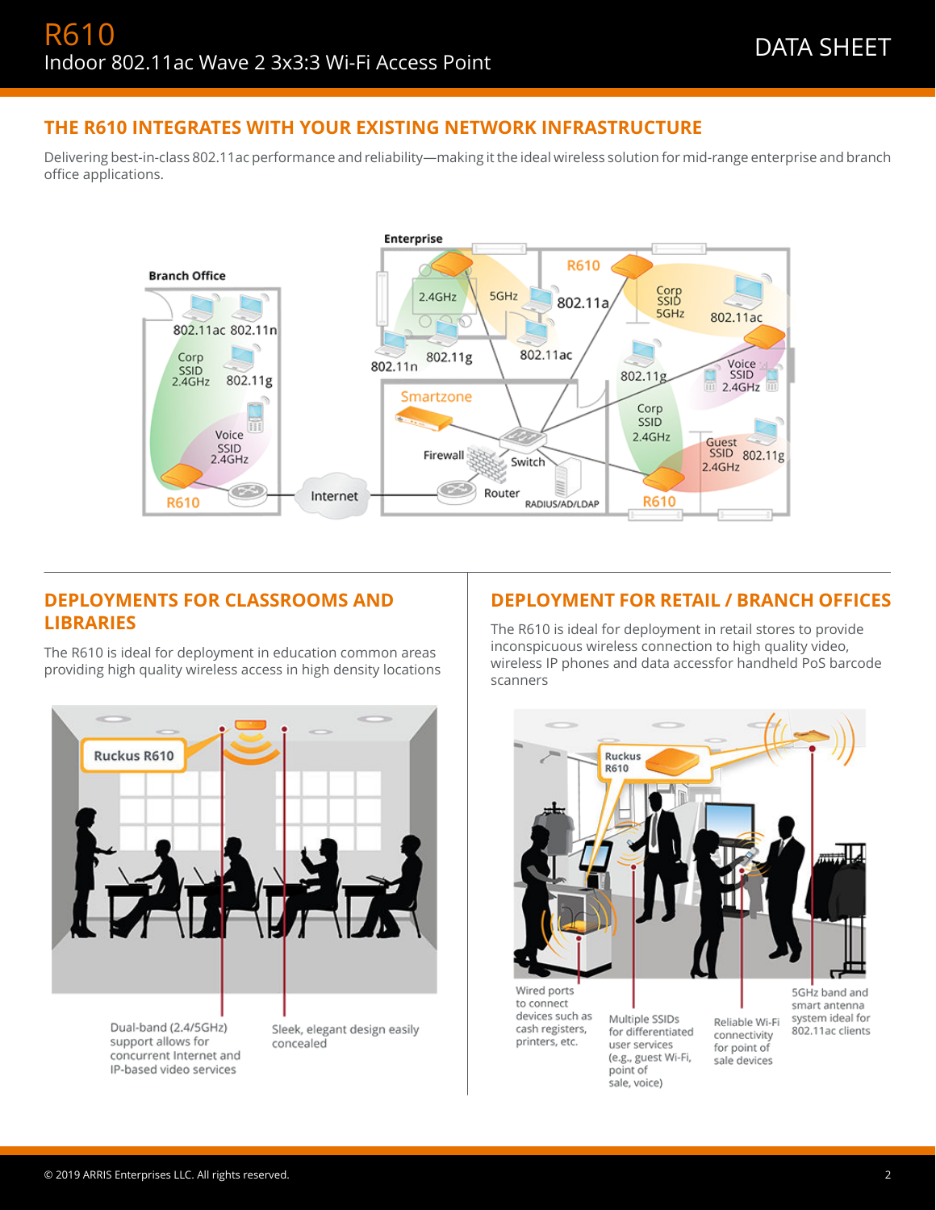# THE R610 INTEGRATES WITH YOUR EXISTING NETWORK INFRASTRUCTURE

Delivering best-in-class 802.11ac performance and reliability—making it the ideal wireless solution for mid-range enterprise and branch office applications.

## DEPLOYMENTS FOR CLASSROOMS AND LIBRARIES

The R610 is ideal for deployment in education common areas providing high quality wireless access in high density locations

## DEPLOYMENT FOR RETAIL / BRANCH OFFICES

The R610 is ideal for deployment in retail stores to provide inconspicuous wireless connection to high quality video, wireless IP phones and data accessfor handheld PoS barcode scanners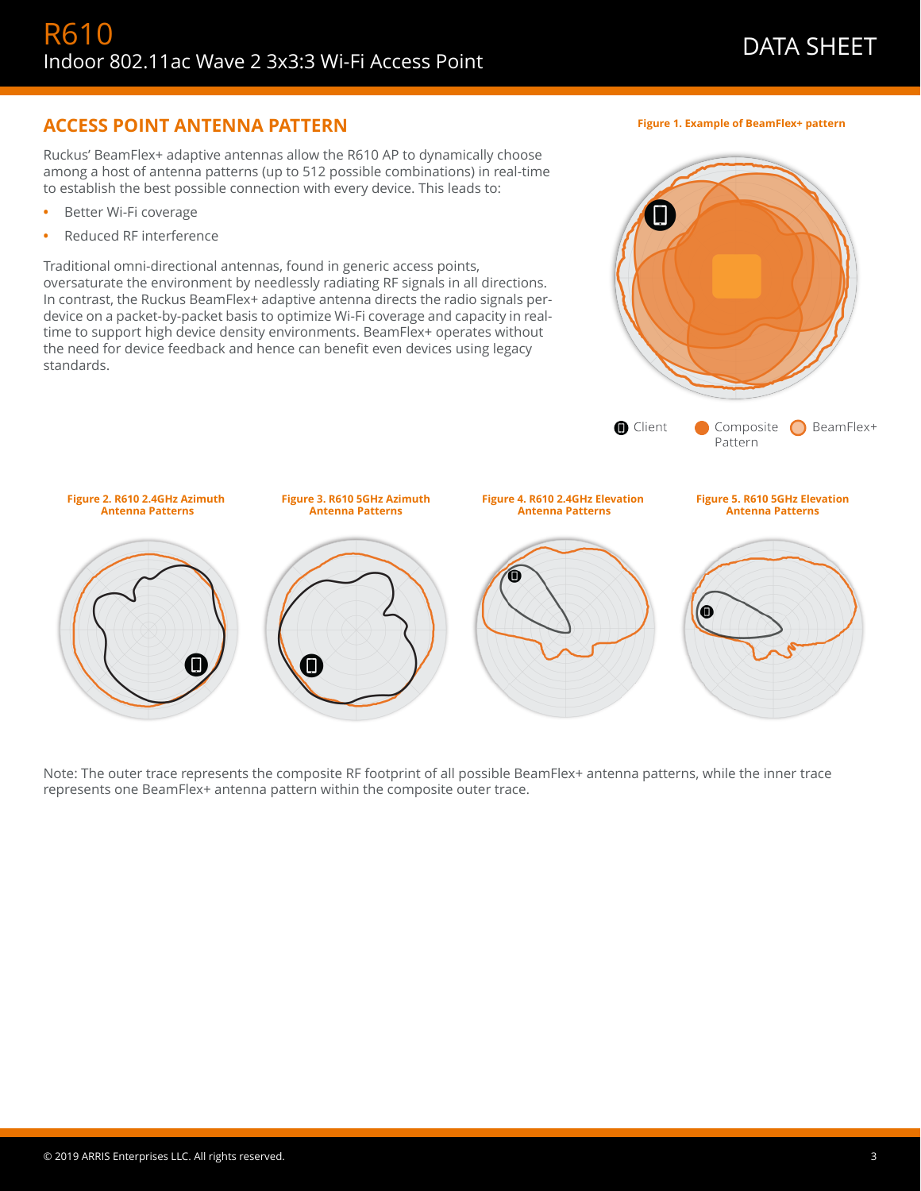## ACCESS POINT ANTENNA PATTERN

Ruckus' BeamFlex+ adaptive antennas allow the R610 AP to dynamically choose among a host of antenna patterns (up to 512 possible combinations) in real-time to establish the best possible connection with every device. This leads to:

- Better Wi-Fi coverage
- Reduced RF interference

Traditional omni-directional antennas, found in generic access points, oversaturate the environment by needlessly radiating RF signals in all directions. In contrast, the Ruckus BeamFlex+ adaptive antenna directs the radio signals per-device on a packet-by-packet basis to optimize Wi-Fi coverage and capacity in real-time to support high device density environments. BeamFlex+ operates without the need for device feedback and hence can benefit even devices using legacy standards.

**Figure 1. Example of BeamFlex+ pattern**

Client | Composite Pattern | BeamFlex+

**Figure 2. R610 2.4GHz Azimuth Antenna Patterns**

**Figure 3. R610 5GHz Azimuth Antenna Patterns**

**Figure 4. R610 2.4GHz Elevation Antenna Patterns**

**Figure 5. R610 5GHz Elevation Antenna Patterns**

Note: The outer trace represents the composite RF footprint of all possible BeamFlex+ antenna patterns, while the inner trace represents one BeamFlex+ antenna pattern within the composite outer trace.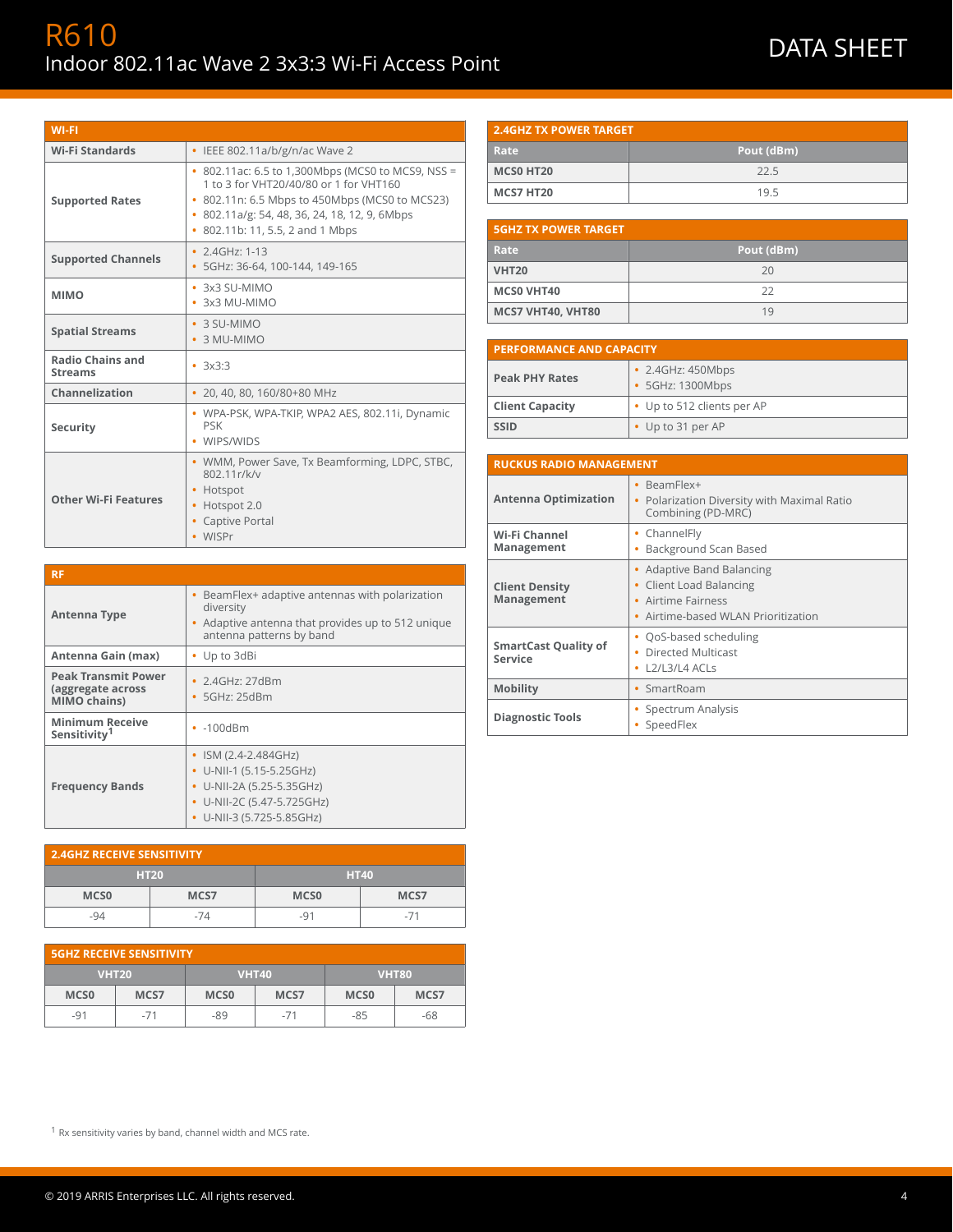# R610

Indoor 802.11ac Wave 2 3x3:3 Wi-Fi Access Point

DATA SHEET

| WI-FI | |
|---|---|
| **Wi-Fi Standards** | • IEEE 802.11a/b/g/n/ac Wave 2 |
| **Supported Rates** | • 802.11ac: 6.5 to 1,300Mbps (MCS0 to MCS9, NSS = 1 to 3 for VHT20/40/80 or 1 for VHT160<br>• 802.11n: 6.5 Mbps to 450Mbps (MCS0 to MCS23)<br>• 802.11a/g: 54, 48, 36, 24, 18, 12, 9, 6Mbps<br>• 802.11b: 11, 5.5, 2 and 1 Mbps |
| **Supported Channels** | • 2.4GHz: 1-13<br>• 5GHz: 36-64, 100-144, 149-165 |
| **MIMO** | • 3x3 SU-MIMO<br>• 3x3 MU-MIMO |
| **Spatial Streams** | • 3 SU-MIMO<br>• 3 MU-MIMO |
| **Radio Chains and Streams** | • 3x3:3 |
| **Channelization** | • 20, 40, 80, 160/80+80 MHz |
| **Security** | • WPA-PSK, WPA-TKIP, WPA2 AES, 802.11i, Dynamic PSK<br>• WIPS/WIDS |
| **Other Wi-Fi Features** | • WMM, Power Save, Tx Beamforming, LDPC, STBC, 802.11r/k/v<br>• Hotspot<br>• Hotspot 2.0<br>• Captive Portal<br>• WISPr |

| RF | |
|---|---|
| **Antenna Type** | • BeamFlex+ adaptive antennas with polarization diversity<br>• Adaptive antenna that provides up to 512 unique antenna patterns by band |
| **Antenna Gain (max)** | • Up to 3dBi |
| **Peak Transmit Power (aggregate across MIMO chains)** | • 2.4GHz: 27dBm<br>• 5GHz: 25dBm |
| **Minimum Receive Sensitivity[1]** | • -100dBm |
| **Frequency Bands** | • ISM (2.4-2.484GHz)<br>• U-NII-1 (5.15-5.25GHz)<br>• U-NII-2A (5.25-5.35GHz)<br>• U-NII-2C (5.47-5.725GHz)<br>• U-NII-3 (5.725-5.85GHz) |

**2.4GHZ RECEIVE SENSITIVITY**

| HT20 | | HT40 | |
|---|---|---|---|
| MCS0 | MCS7 | MCS0 | MCS7 |
| -94 | -74 | -91 | -71 |

**5GHZ RECEIVE SENSITIVITY**

| VHT20 | | VHT40 | | VHT80 | |
|---|---|---|---|---|---|
| MCS0 | MCS7 | MCS0 | MCS7 | MCS0 | MCS7 |
| -91 | -71 | -89 | -71 | -85 | -68 |

**2.4GHZ TX POWER TARGET**

| Rate | Pout (dBm) |
|---|---|
| **MCS0 HT20** | 22.5 |
| **MCS7 HT20** | 19.5 |

**5GHZ TX POWER TARGET**

| Rate | Pout (dBm) |
|---|---|
| **VHT20** | 20 |
| **MCS0 VHT40** | 22 |
| **MCS7 VHT40, VHT80** | 19 |

| PERFORMANCE AND CAPACITY | |
|---|---|
| **Peak PHY Rates** | • 2.4GHz: 450Mbps<br>• 5GHz: 1300Mbps |
| **Client Capacity** | • Up to 512 clients per AP |
| **SSID** | • Up to 31 per AP |

| RUCKUS RADIO MANAGEMENT | |
|---|---|
| **Antenna Optimization** | • BeamFlex+<br>• Polarization Diversity with Maximal Ratio Combining (PD-MRC) |
| **Wi-Fi Channel Management** | • ChannelFly<br>• Background Scan Based |
| **Client Density Management** | • Adaptive Band Balancing<br>• Client Load Balancing<br>• Airtime Fairness<br>• Airtime-based WLAN Prioritization |
| **SmartCast Quality of Service** | • QoS-based scheduling<br>• Directed Multicast<br>• L2/L3/L4 ACLs |
| **Mobility** | • SmartRoam |
| **Diagnostic Tools** | • Spectrum Analysis<br>• SpeedFlex |

[1] Rx sensitivity varies by band, channel width and MCS rate.

© 2019 ARRIS Enterprises LLC. All rights reserved.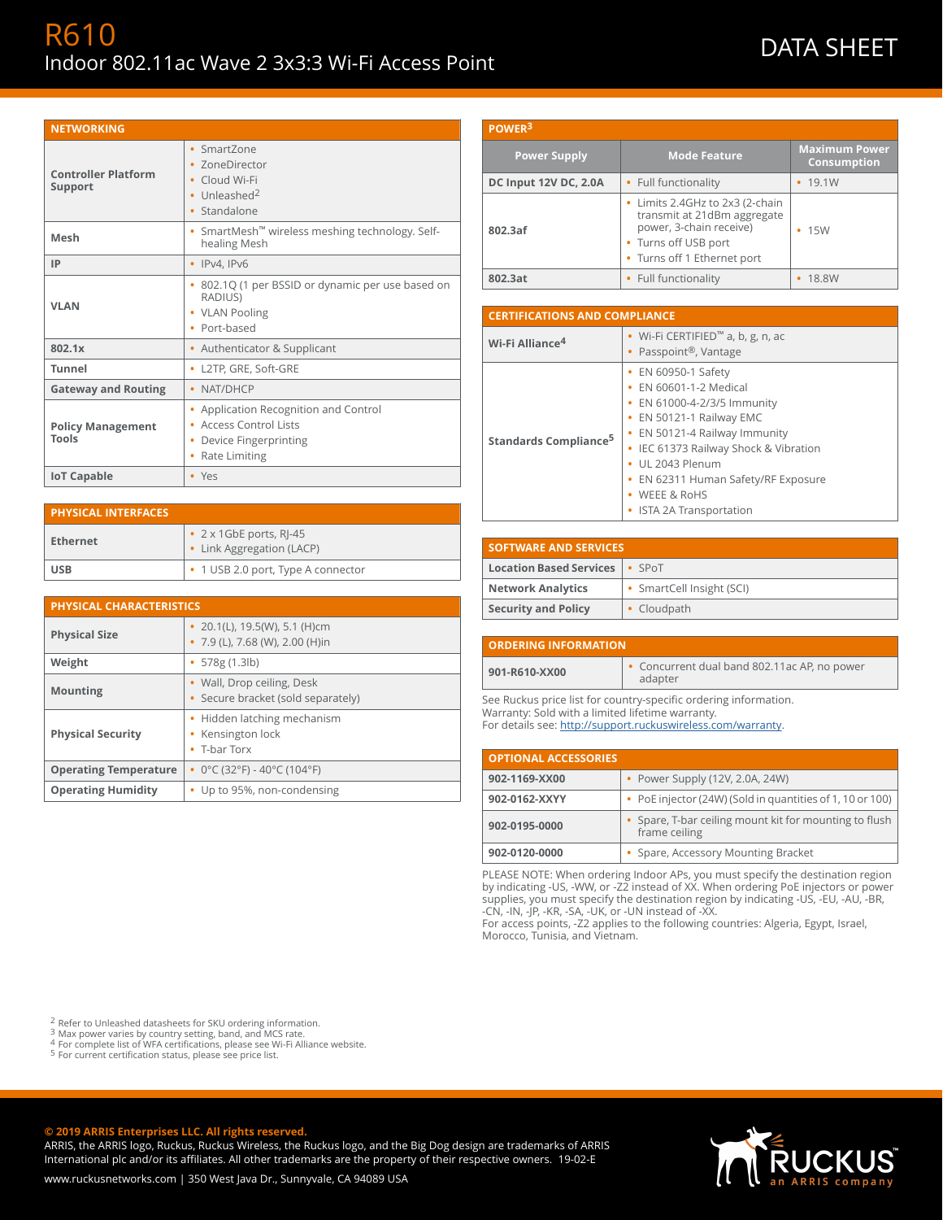# R610

## Indoor 802.11ac Wave 2 3x3:3 Wi-Fi Access Point

DATA SHEET

| NETWORKING | |
|---|---|
| Controller Platform Support | • SmartZone<br>• ZoneDirector<br>• Cloud Wi-Fi<br>• Unleashed[2]<br>• Standalone |
| Mesh | • SmartMesh™ wireless meshing technology. Self-healing Mesh |
| IP | • IPv4, IPv6 |
| VLAN | • 802.1Q (1 per BSSID or dynamic per use based on RADIUS)<br>• VLAN Pooling<br>• Port-based |
| 802.1x | • Authenticator & Supplicant |
| Tunnel | • L2TP, GRE, Soft-GRE |
| Gateway and Routing | • NAT/DHCP |
| Policy Management Tools | • Application Recognition and Control<br>• Access Control Lists<br>• Device Fingerprinting<br>• Rate Limiting |
| IoT Capable | • Yes |

| PHYSICAL INTERFACES | |
|---|---|
| Ethernet | • 2 x 1GbE ports, RJ-45<br>• Link Aggregation (LACP) |
| USB | • 1 USB 2.0 port, Type A connector |

| PHYSICAL CHARACTERISTICS | |
|---|---|
| Physical Size | • 20.1(L), 19.5(W), 5.1 (H)cm<br>• 7.9 (L), 7.68 (W), 2.00 (H)in |
| Weight | • 578g (1.3lb) |
| Mounting | • Wall, Drop ceiling, Desk<br>• Secure bracket (sold separately) |
| Physical Security | • Hidden latching mechanism<br>• Kensington lock<br>• T-bar Torx |
| Operating Temperature | • 0°C (32°F) - 40°C (104°F) |
| Operating Humidity | • Up to 95%, non-condensing |

**POWER[3]**

| Power Supply | Mode Feature | Maximum Power Consumption |
|---|---|---|
| DC Input 12V DC, 2.0A | • Full functionality | • 19.1W |
| 802.3af | • Limits 2.4GHz to 2x3 (2-chain transmit at 21dBm aggregate power, 3-chain receive)<br>• Turns off USB port<br>• Turns off 1 Ethernet port | • 15W |
| 802.3at | • Full functionality | • 18.8W |

| CERTIFICATIONS AND COMPLIANCE | |
|---|---|
| Wi-Fi Alliance[4] | • Wi-Fi CERTIFIED™ a, b, g, n, ac<br>• Passpoint®, Vantage |
| Standards Compliance[5] | • EN 60950-1 Safety<br>• EN 60601-1-2 Medical<br>• EN 61000-4-2/3/5 Immunity<br>• EN 50121-1 Railway EMC<br>• EN 50121-4 Railway Immunity<br>• IEC 61373 Railway Shock & Vibration<br>• UL 2043 Plenum<br>• EN 62311 Human Safety/RF Exposure<br>• WEEE & RoHS<br>• ISTA 2A Transportation |

| SOFTWARE AND SERVICES | |
|---|---|
| Location Based Services | • SPoT |
| Network Analytics | • SmartCell Insight (SCI) |
| Security and Policy | • Cloudpath |

| ORDERING INFORMATION | |
|---|---|
| 901-R610-XX00 | • Concurrent dual band 802.11ac AP, no power adapter |

See Ruckus price list for country-specific ordering information.
Warranty: Sold with a limited lifetime warranty.
For details see: http://support.ruckuswireless.com/warranty.

| OPTIONAL ACCESSORIES | |
|---|---|
| 902-1169-XX00 | • Power Supply (12V, 2.0A, 24W) |
| 902-0162-XXYY | • PoE injector (24W) (Sold in quantities of 1, 10 or 100) |
| 902-0195-0000 | • Spare, T-bar ceiling mount kit for mounting to flush frame ceiling |
| 902-0120-0000 | • Spare, Accessory Mounting Bracket |

PLEASE NOTE: When ordering Indoor APs, you must specify the destination region by indicating -US, -WW, or -Z2 instead of XX. When ordering PoE injectors or power supplies, you must specify the destination region by indicating -US, -EU, -AU, -BR, -CN, -IN, -JP, -KR, -SA, -UK, or -UN instead of -XX.
For access points, -Z2 applies to the following countries: Algeria, Egypt, Israel, Morocco, Tunisia, and Vietnam.

2 Refer to Unleashed datasheets for SKU ordering information.
3 Max power varies by country setting, band, and MCS rate.
4 For complete list of WFA certifications, please see Wi-Fi Alliance website.
5 For current certification status, please see price list.

**© 2019 ARRIS Enterprises LLC. All rights reserved.**
ARRIS, the ARRIS logo, Ruckus, Ruckus Wireless, the Ruckus logo, and the Big Dog design are trademarks of ARRIS International plc and/or its affiliates. All other trademarks are the property of their respective owners. 19-02-E

www.ruckusnetworks.com | 350 West Java Dr., Sunnyvale, CA 94089 USA

RUCKUS an ARRIS company